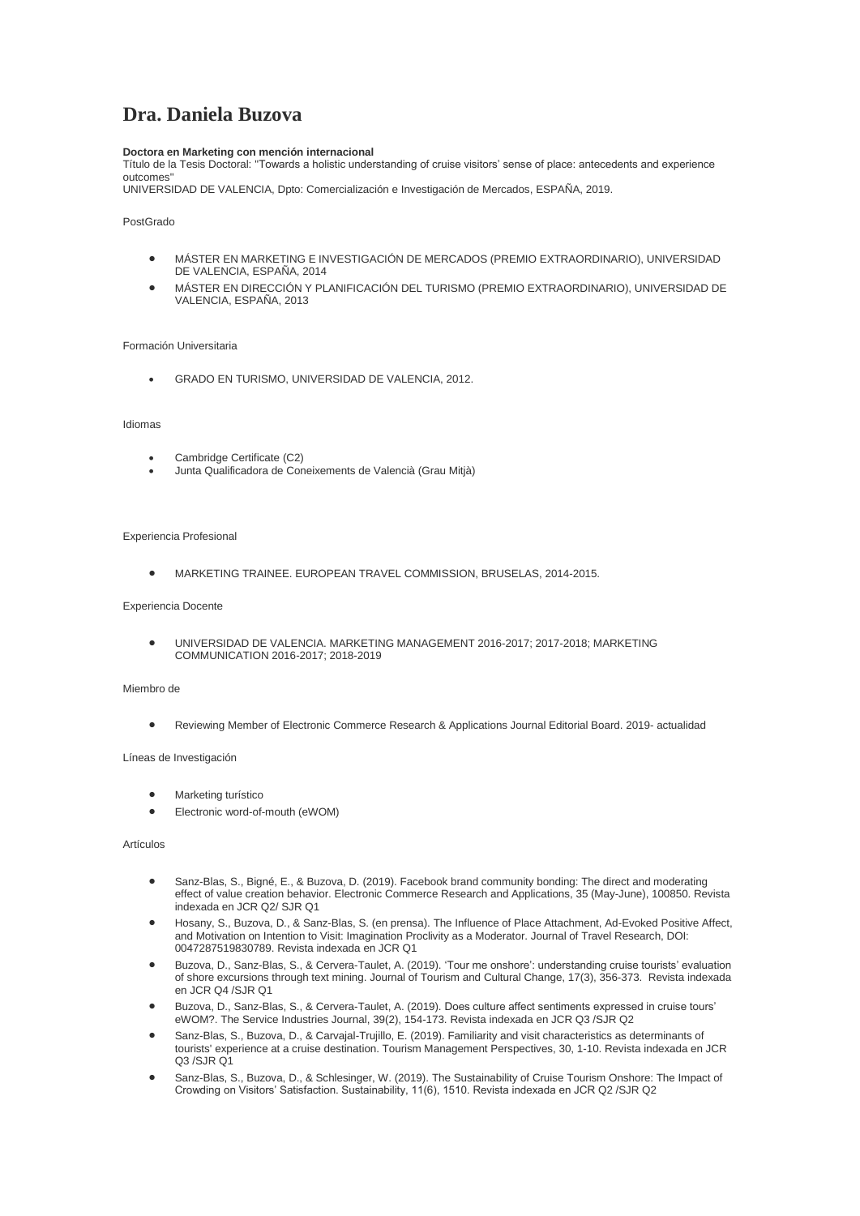# Dra. Daniela Buzova

**Doctora en Marketing con mención internacional**
Título de la Tesis Doctoral: "Towards a holistic understanding of cruise visitors' sense of place: antecedents and experience outcomes"
UNIVERSIDAD DE VALENCIA, Dpto: Comercialización e Investigación de Mercados, ESPAÑA, 2019.

PostGrado

- MÁSTER EN MARKETING E INVESTIGACIÓN DE MERCADOS (PREMIO EXTRAORDINARIO), UNIVERSIDAD DE VALENCIA, ESPAÑA, 2014
- MÁSTER EN DIRECCIÓN Y PLANIFICACIÓN DEL TURISMO (PREMIO EXTRAORDINARIO), UNIVERSIDAD DE VALENCIA, ESPAÑA, 2013

Formación Universitaria

- GRADO EN TURISMO, UNIVERSIDAD DE VALENCIA, 2012.

Idiomas

- Cambridge Certificate (C2)
- Junta Qualificadora de Coneixements de Valencià (Grau Mitjà)

Experiencia Profesional

- MARKETING TRAINEE. EUROPEAN TRAVEL COMMISSION, BRUSELAS, 2014-2015.

Experiencia Docente

- UNIVERSIDAD DE VALENCIA. MARKETING MANAGEMENT 2016-2017; 2017-2018; MARKETING COMMUNICATION 2016-2017; 2018-2019

Miembro de

- Reviewing Member of Electronic Commerce Research & Applications Journal Editorial Board. 2019- actualidad

Líneas de Investigación

- Marketing turístico
- Electronic word-of-mouth (eWOM)

Artículos

- Sanz-Blas, S., Bigné, E., & Buzova, D. (2019). Facebook brand community bonding: The direct and moderating effect of value creation behavior. Electronic Commerce Research and Applications, 35 (May-June), 100850. Revista indexada en JCR Q2/ SJR Q1
- Hosany, S., Buzova, D., & Sanz-Blas, S. (en prensa). The Influence of Place Attachment, Ad-Evoked Positive Affect, and Motivation on Intention to Visit: Imagination Proclivity as a Moderator. Journal of Travel Research, DOI: 0047287519830789. Revista indexada en JCR Q1
- Buzova, D., Sanz-Blas, S., & Cervera-Taulet, A. (2019). 'Tour me onshore': understanding cruise tourists' evaluation of shore excursions through text mining. Journal of Tourism and Cultural Change, 17(3), 356-373. Revista indexada en JCR Q4 /SJR Q1
- Buzova, D., Sanz-Blas, S., & Cervera-Taulet, A. (2019). Does culture affect sentiments expressed in cruise tours' eWOM?. The Service Industries Journal, 39(2), 154-173. Revista indexada en JCR Q3 /SJR Q2
- Sanz-Blas, S., Buzova, D., & Carvajal-Trujillo, E. (2019). Familiarity and visit characteristics as determinants of tourists' experience at a cruise destination. Tourism Management Perspectives, 30, 1-10. Revista indexada en JCR Q3 /SJR Q1
- Sanz-Blas, S., Buzova, D., & Schlesinger, W. (2019). The Sustainability of Cruise Tourism Onshore: The Impact of Crowding on Visitors' Satisfaction. Sustainability, 11(6), 1510. Revista indexada en JCR Q2 /SJR Q2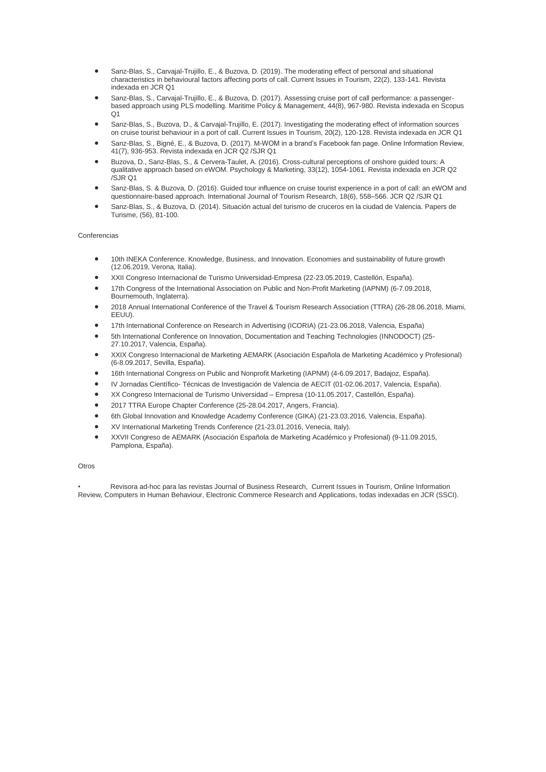- Sanz-Blas, S., Carvajal-Trujillo, E., & Buzova, D. (2019). The moderating effect of personal and situational characteristics in behavioural factors affecting ports of call. Current Issues in Tourism, 22(2), 133-141. Revista indexada en JCR Q1
- Sanz-Blas, S., Carvajal-Trujillo, E., & Buzova, D. (2017). Assessing cruise port of call performance: a passenger-based approach using PLS modelling. Maritime Policy & Management, 44(8), 967-980. Revista indexada en Scopus Q1
- Sanz-Blas, S., Buzova, D., & Carvajal-Trujillo, E. (2017). Investigating the moderating effect of information sources on cruise tourist behaviour in a port of call. Current Issues in Tourism, 20(2), 120-128. Revista indexada en JCR Q1
- Sanz-Blas, S., Bigné, E., & Buzova, D. (2017). M-WOM in a brand's Facebook fan page. Online Information Review, 41(7), 936-953. Revista indexada en JCR Q2 /SJR Q1
- Buzova, D., Sanz-Blas, S., & Cervera-Taulet, A. (2016). Cross-cultural perceptions of onshore guided tours: A qualitative approach based on eWOM. Psychology & Marketing, 33(12), 1054-1061. Revista indexada en JCR Q2 /SJR Q1
- Sanz-Blas, S. & Buzova, D. (2016). Guided tour influence on cruise tourist experience in a port of call: an eWOM and questionnaire-based approach. International Journal of Tourism Research, 18(6), 558–566. JCR Q2 /SJR Q1
- Sanz-Blas, S., & Buzova, D. (2014). Situación actual del turismo de cruceros en la ciudad de Valencia. Papers de Turisme, (56), 81-100.

Conferencias

- 10th INEKA Conference. Knowledge, Business, and Innovation. Economies and sustainability of future growth (12.06.2019, Verona, Italia).
- XXII Congreso Internacional de Turismo Universidad-Empresa (22-23.05.2019, Castellón, España).
- 17th Congress of the International Association on Public and Non-Profit Marketing (IAPNM) (6-7.09.2018, Bournemouth, Inglaterra).
- 2018 Annual International Conference of the Travel & Tourism Research Association (TTRA) (26-28.06.2018, Miami, EEUU).
- 17th International Conference on Research in Advertising (ICORIA) (21-23.06.2018, Valencia, España)
- 5th International Conference on Innovation, Documentation and Teaching Technologies (INNODOCT) (25-27.10.2017, Valencia, España).
- XXIX Congreso Internacional de Marketing AEMARK (Asociación Española de Marketing Académico y Profesional) (6-8.09.2017, Sevilla, España).
- 16th International Congress on Public and Nonprofit Marketing (IAPNM) (4-6.09.2017, Badajoz, España).
- IV Jornadas Científico- Técnicas de Investigación de Valencia de AECIT (01-02.06.2017, Valencia, España).
- XX Congreso Internacional de Turismo Universidad – Empresa (10-11.05.2017, Castellón, España).
- 2017 TTRA Europe Chapter Conference (25-28.04.2017, Angers, Francia).
- 6th Global Innovation and Knowledge Academy Conference (GIKA) (21-23.03.2016, Valencia, España).
- XV International Marketing Trends Conference (21-23.01.2016, Venecia, Italy).
- XXVII Congreso de AEMARK (Asociación Española de Marketing Académico y Profesional) (9-11.09.2015, Pamplona, España).

Otros

- Revisora ad-hoc para las revistas Journal of Business Research, Current Issues in Tourism, Online Information Review, Computers in Human Behaviour, Electronic Commerce Research and Applications, todas indexadas en JCR (SSCI).